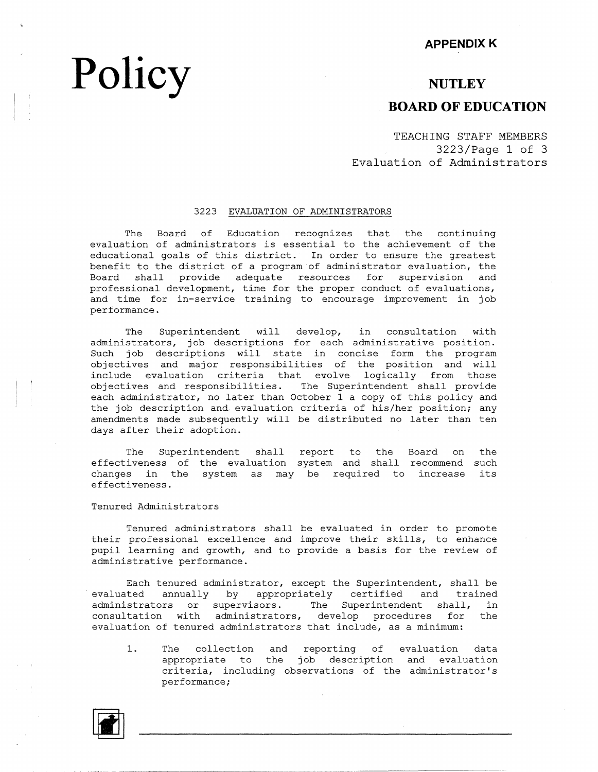APPENDIX K

# Policy

**NUTLEY**

**BOARD OF EDUCATION**

TEACHING STAFF MEMBERS
3223/Page 1 of 3
Evaluation of Administrators

## 3223 EVALUATION OF ADMINISTRATORS

The Board of Education recognizes that the continuing evaluation of administrators is essential to the achievement of the educational goals of this district. In order to ensure the greatest benefit to the district of a program of administrator evaluation, the Board shall provide adequate resources for supervision and professional development, time for the proper conduct of evaluations, and time for in-service training to encourage improvement in job performance.

The Superintendent will develop, in consultation with administrators, job descriptions for each administrative position. Such job descriptions will state in concise form the program objectives and major responsibilities of the position and will include evaluation criteria that evolve logically from those objectives and responsibilities. The Superintendent shall provide each administrator, no later than October 1 a copy of this policy and the job description and evaluation criteria of his/her position; any amendments made subsequently will be distributed no later than ten days after their adoption.

The Superintendent shall report to the Board on the effectiveness of the evaluation system and shall recommend such changes in the system as may be required to increase its effectiveness.

### Tenured Administrators

Tenured administrators shall be evaluated in order to promote their professional excellence and improve their skills, to enhance pupil learning and growth, and to provide a basis for the review of administrative performance.

Each tenured administrator, except the Superintendent, shall be evaluated annually by appropriately certified and trained administrators or supervisors. The Superintendent shall, in consultation with administrators, develop procedures for the evaluation of tenured administrators that include, as a minimum:

1. The collection and reporting of evaluation data appropriate to the job description and evaluation criteria, including observations of the administrator's performance;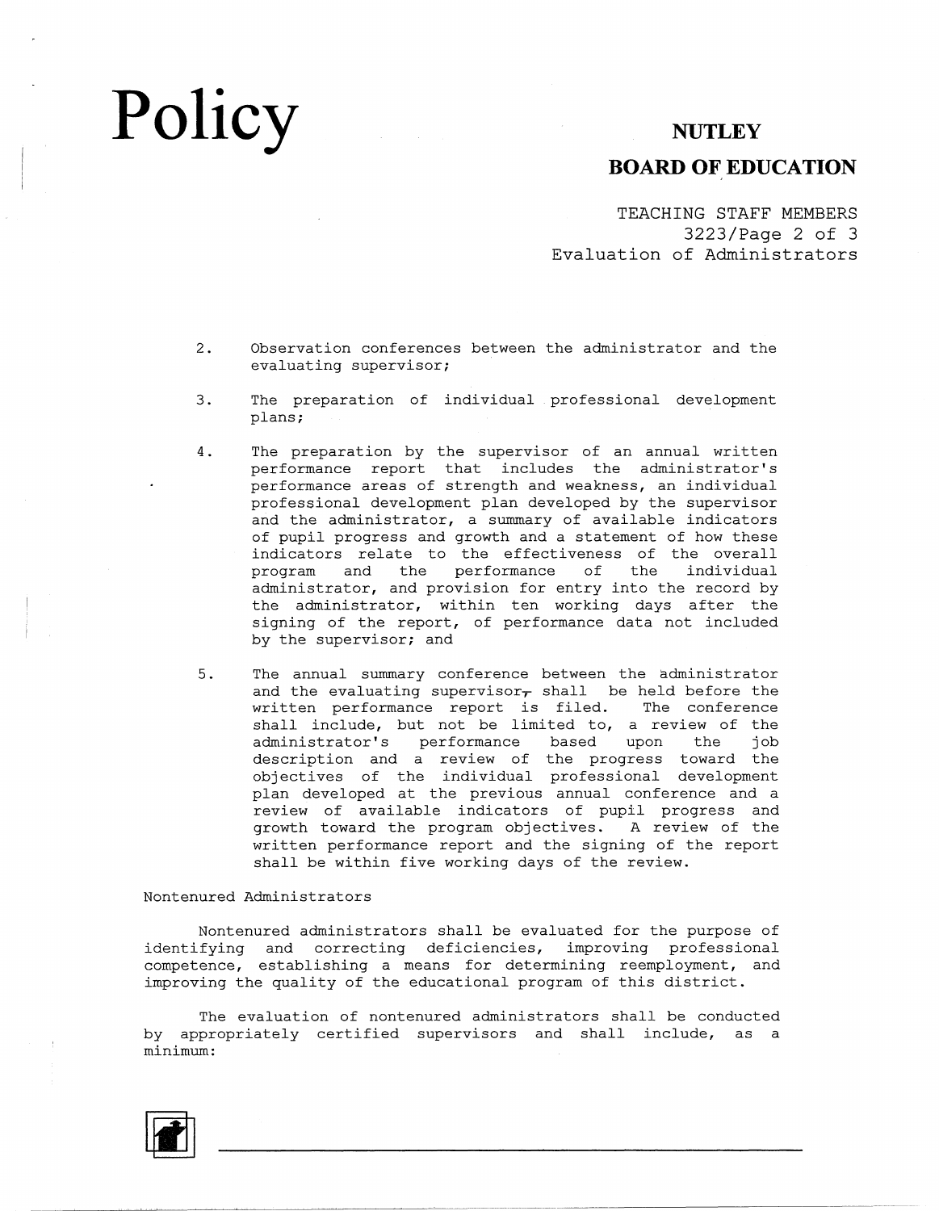2. Observation conferences between the administrator and the evaluating supervisor;

3. The preparation of individual professional development plans;

4. The preparation by the supervisor of an annual written performance report that includes the administrator's performance areas of strength and weakness, an individual professional development plan developed by the supervisor and the administrator, a summary of available indicators of pupil progress and growth and a statement of how these indicators relate to the effectiveness of the overall program and the performance of the individual administrator, and provision for entry into the record by the administrator, within ten working days after the signing of the report, of performance data not included by the supervisor; and

5. The annual summary conference between the administrator and the evaluating supervisor, shall be held before the written performance report is filed. The conference shall include, but not be limited to, a review of the administrator's performance based upon the job description and a review of the progress toward the objectives of the individual professional development plan developed at the previous annual conference and a review of available indicators of pupil progress and growth toward the program objectives. A review of the written performance report and the signing of the report shall be within five working days of the review.

Nontenured Administrators

Nontenured administrators shall be evaluated for the purpose of identifying and correcting deficiencies, improving professional competence, establishing a means for determining reemployment, and improving the quality of the educational program of this district.

The evaluation of nontenured administrators shall be conducted by appropriately certified supervisors and shall include, as a minimum: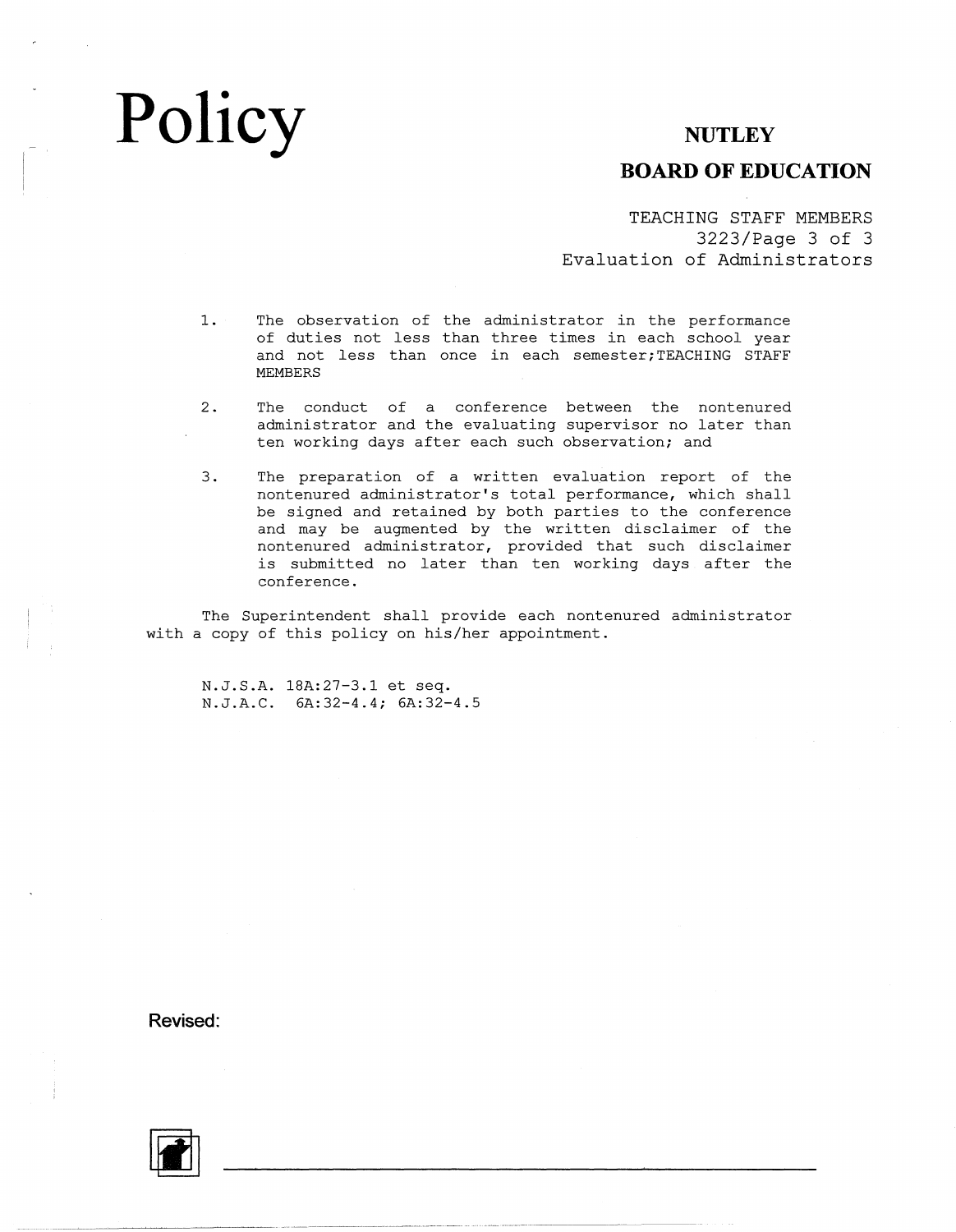1. The observation of the administrator in the performance of duties not less than three times in each school year and not less than once in each semester;TEACHING STAFF MEMBERS

2. The conduct of a conference between the nontenured administrator and the evaluating supervisor no later than ten working days after each such observation; and

3. The preparation of a written evaluation report of the nontenured administrator's total performance, which shall be signed and retained by both parties to the conference and may be augmented by the written disclaimer of the nontenured administrator, provided that such disclaimer is submitted no later than ten working days after the conference.

The Superintendent shall provide each nontenured administrator with a copy of this policy on his/her appointment.

N.J.S.A. 18A:27-3.1 et seq.
N.J.A.C. 6A:32-4.4; 6A:32-4.5

**Revised:**